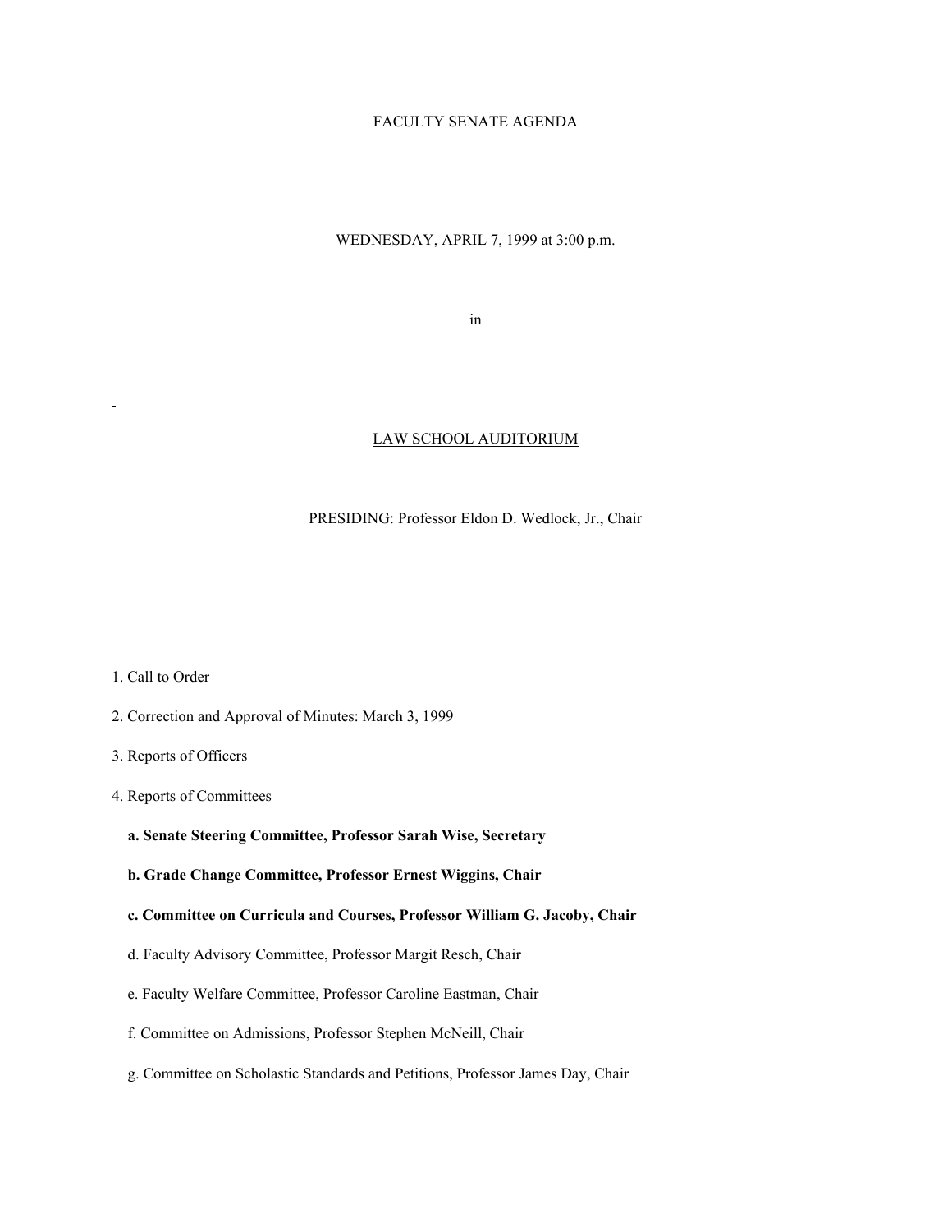# FACULTY SENATE AGENDA

WEDNESDAY, APRIL 7, 1999 at 3:00 p.m.

in

LAW SCHOOL AUDITORIUM

PRESIDING: Professor Eldon D. Wedlock, Jr., Chair

1. Call to Order
2. Correction and Approval of Minutes: March 3, 1999
3. Reports of Officers
4. Reports of Committees
   - **a. Senate Steering Committee, Professor Sarah Wise, Secretary**
   - **b. Grade Change Committee, Professor Ernest Wiggins, Chair**
   - **c. Committee on Curricula and Courses, Professor William G. Jacoby, Chair**
   - d. Faculty Advisory Committee, Professor Margit Resch, Chair
   - e. Faculty Welfare Committee, Professor Caroline Eastman, Chair
   - f. Committee on Admissions, Professor Stephen McNeill, Chair
   - g. Committee on Scholastic Standards and Petitions, Professor James Day, Chair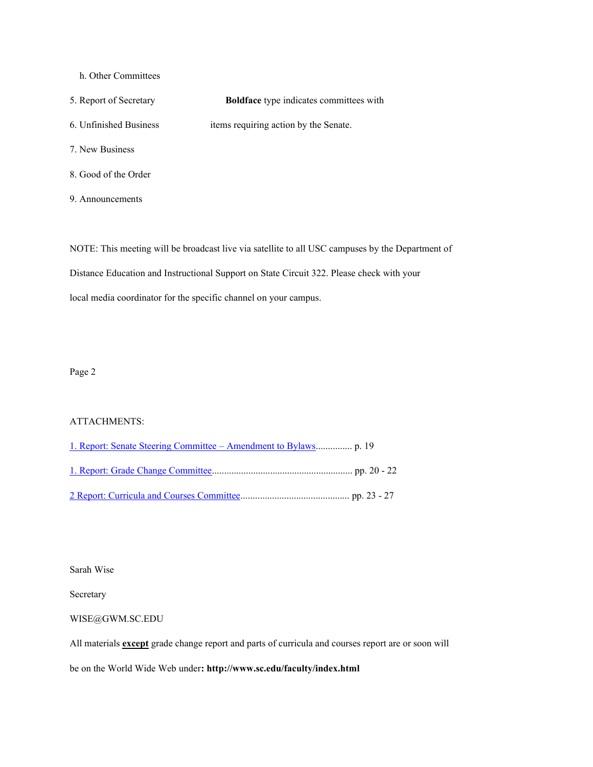h. Other Committees

5. Report of Secretary

6. Unfinished Business

7. New Business

8. Good of the Order

9. Announcements

**Boldface** type indicates committees with items requiring action by the Senate.

NOTE: This meeting will be broadcast live via satellite to all USC campuses by the Department of Distance Education and Instructional Support on State Circuit 322. Please check with your local media coordinator for the specific channel on your campus.

Page 2

ATTACHMENTS:

1. Report: Senate Steering Committee – Amendment to Bylaws............... p. 19

1. Report: Grade Change Committee.......................................................... pp. 20 - 22

2 Report: Curricula and Courses Committee............................................. pp. 23 - 27

Sarah Wise

Secretary

WISE@GWM.SC.EDU

All materials **except** grade change report and parts of curricula and courses report are or soon will be on the World Wide Web under**: http://www.sc.edu/faculty/index.html**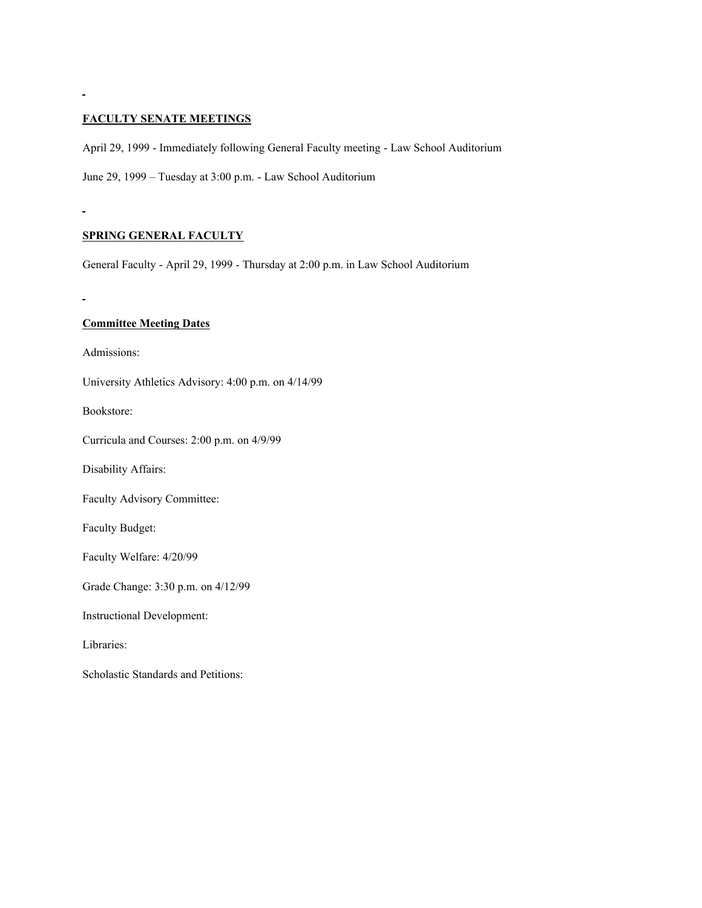## FACULTY SENATE MEETINGS

April 29, 1999 - Immediately following General Faculty meeting - Law School Auditorium

June 29, 1999 – Tuesday at 3:00 p.m. - Law School Auditorium

## SPRING GENERAL FACULTY

General Faculty - April 29, 1999 - Thursday at 2:00 p.m. in Law School Auditorium

## Committee Meeting Dates

Admissions:

University Athletics Advisory: 4:00 p.m. on 4/14/99

Bookstore:

Curricula and Courses: 2:00 p.m. on 4/9/99

Disability Affairs:

Faculty Advisory Committee:

Faculty Budget:

Faculty Welfare: 4/20/99

Grade Change: 3:30 p.m. on 4/12/99

Instructional Development:

Libraries:

Scholastic Standards and Petitions: